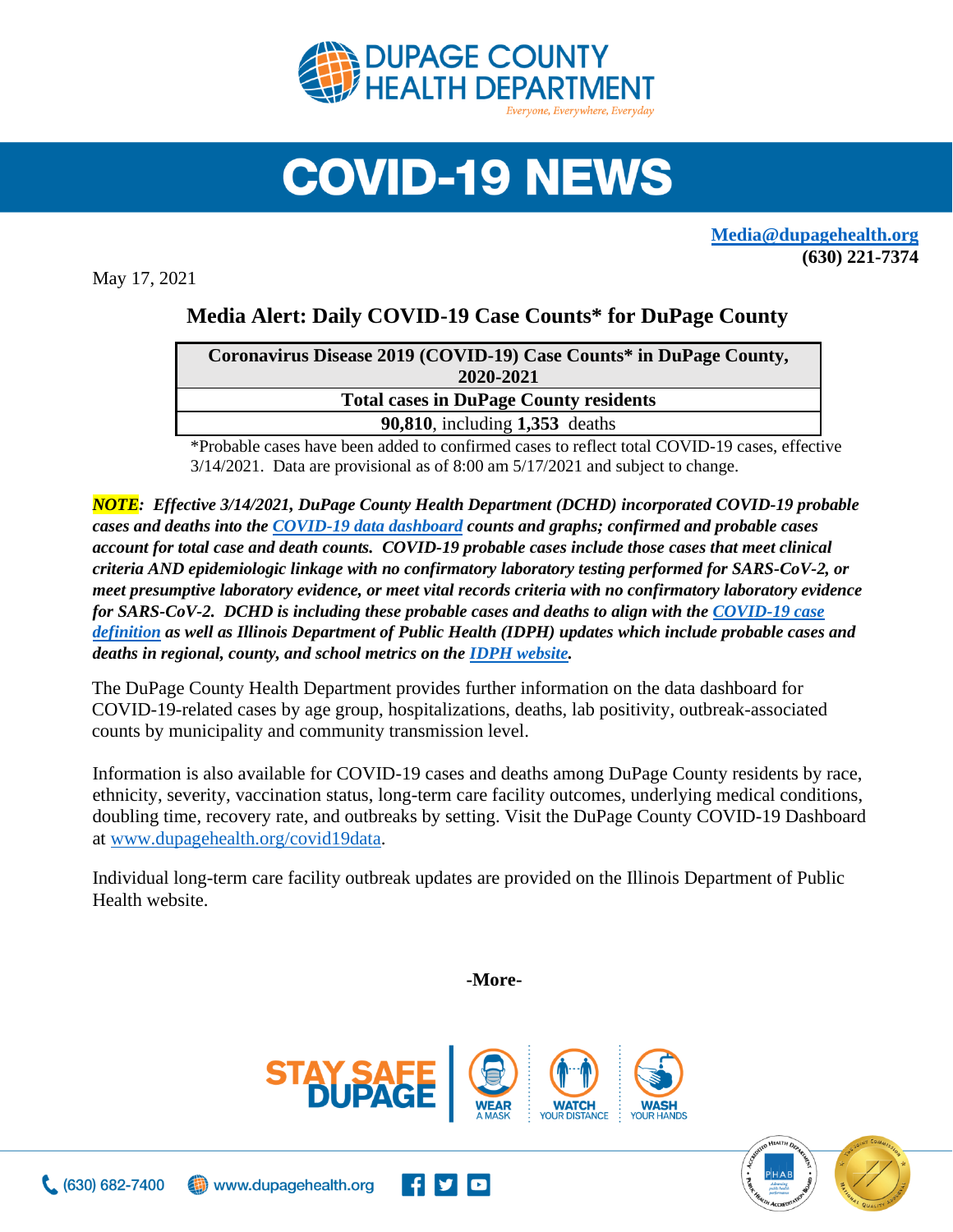# DUPAGE COUNTY HEALTH DEPARTMENT

*Everyone, Everywhere, Everyday*

# COVID-19 NEWS

**Media@dupagehealth.org**
**(630) 221-7374**

May 17, 2021

## Media Alert: Daily COVID-19 Case Counts* for DuPage County

| Coronavirus Disease 2019 (COVID-19) Case Counts* in DuPage County, 2020-2021 |
|---|
| **Total cases in DuPage County residents** |
| **90,810**, including **1,353** deaths |

*Probable cases have been added to confirmed cases to reflect total COVID-19 cases, effective 3/14/2021. Data are provisional as of 8:00 am 5/17/2021 and subject to change.

***NOTE**: Effective 3/14/2021, DuPage County Health Department (DCHD) incorporated COVID-19 probable cases and deaths into the COVID-19 data dashboard counts and graphs; confirmed and probable cases account for total case and death counts. COVID-19 probable cases include those cases that meet clinical criteria AND epidemiologic linkage with no confirmatory laboratory testing performed for SARS-CoV-2, or meet presumptive laboratory evidence, or meet vital records criteria with no confirmatory laboratory evidence for SARS-CoV-2. DCHD is including these probable cases and deaths to align with the COVID-19 case definition as well as Illinois Department of Public Health (IDPH) updates which include probable cases and deaths in regional, county, and school metrics on the IDPH website.*

The DuPage County Health Department provides further information on the data dashboard for COVID-19-related cases by age group, hospitalizations, deaths, lab positivity, outbreak-associated counts by municipality and community transmission level.

Information is also available for COVID-19 cases and deaths among DuPage County residents by race, ethnicity, severity, vaccination status, long-term care facility outcomes, underlying medical conditions, doubling time, recovery rate, and outbreaks by setting. Visit the DuPage County COVID-19 Dashboard at www.dupagehealth.org/covid19data.

Individual long-term care facility outbreak updates are provided on the Illinois Department of Public Health website.

**-More-**

STAY SAFE DUPAGE | WEAR A MASK | WATCH YOUR DISTANCE | WASH YOUR HANDS

(630) 682-7400 | www.dupagehealth.org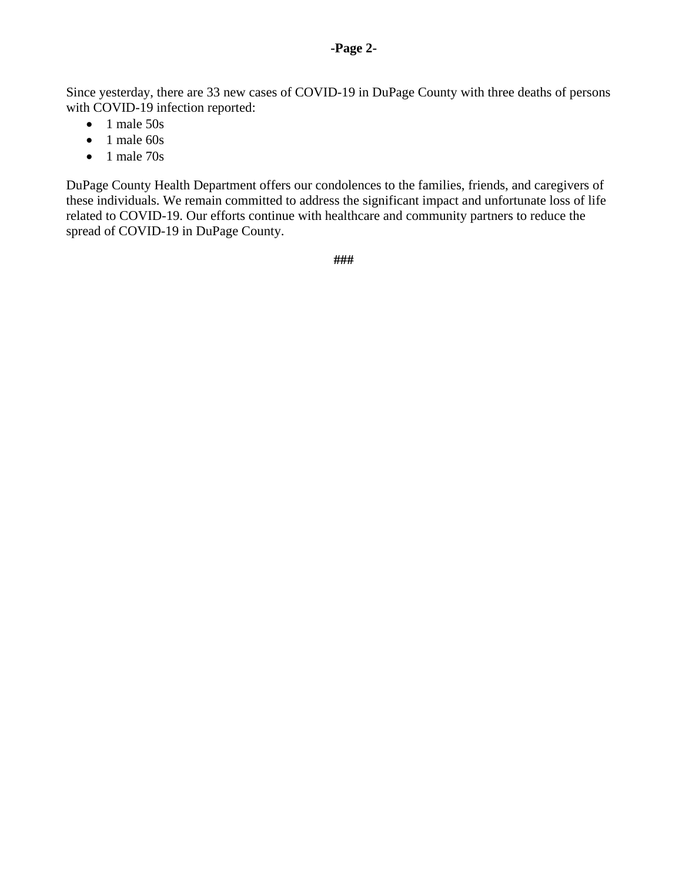Since yesterday, there are 33 new cases of COVID-19 in DuPage County with three deaths of persons with COVID-19 infection reported:

- 1 male 50s
- 1 male 60s
- 1 male 70s

DuPage County Health Department offers our condolences to the families, friends, and caregivers of these individuals. We remain committed to address the significant impact and unfortunate loss of life related to COVID-19. Our efforts continue with healthcare and community partners to reduce the spread of COVID-19 in DuPage County.

**###**